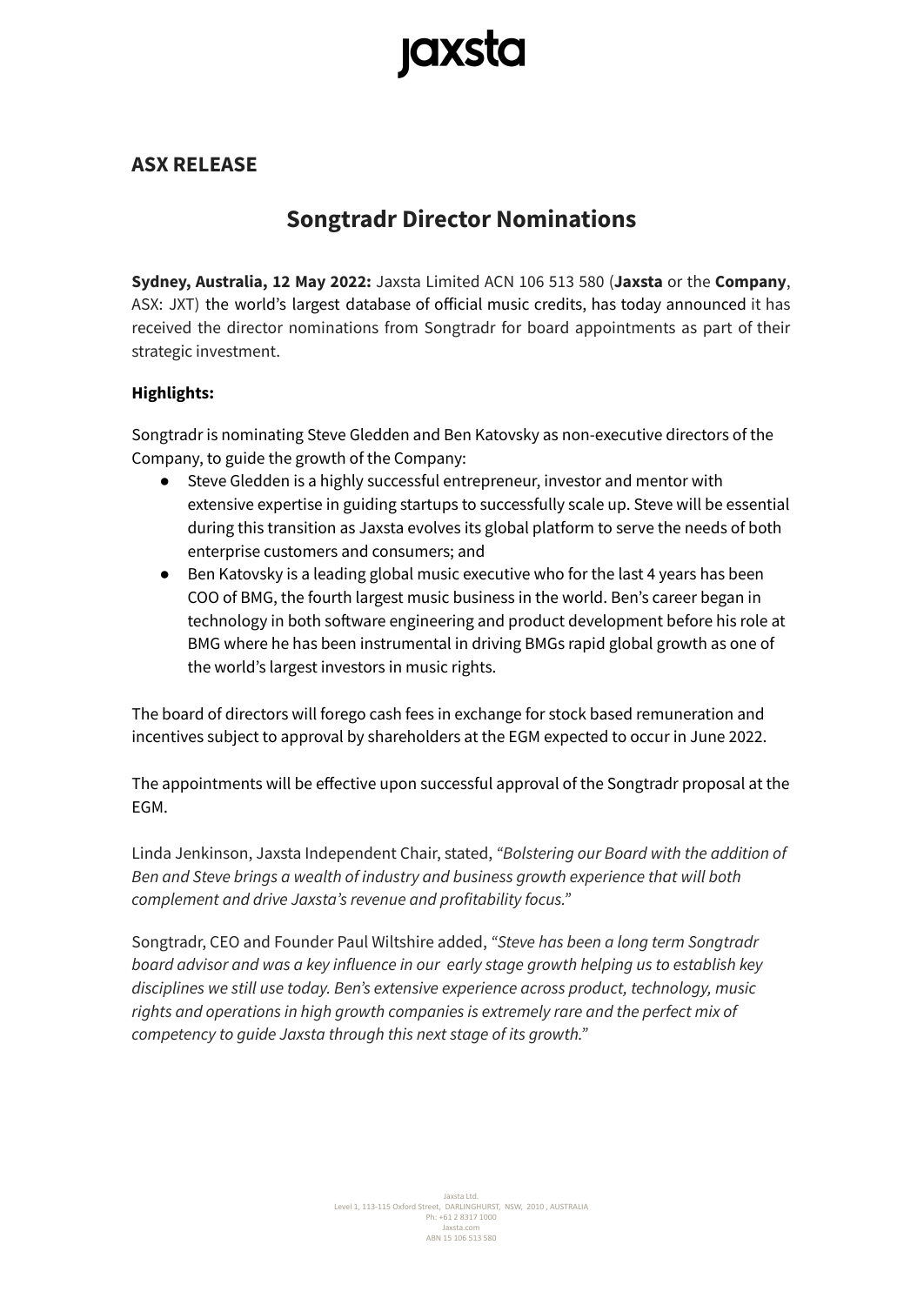# jaxsta

## ASX RELEASE

# Songtradr Director Nominations

**Sydney, Australia, 12 May 2022:** Jaxsta Limited ACN 106 513 580 (**Jaxsta** or the **Company**, ASX: JXT) the world's largest database of official music credits, has today announced it has received the director nominations from Songtradr for board appointments as part of their strategic investment.

**Highlights:**

Songtradr is nominating Steve Gledden and Ben Katovsky as non-executive directors of the Company, to guide the growth of the Company:

- Steve Gledden is a highly successful entrepreneur, investor and mentor with extensive expertise in guiding startups to successfully scale up. Steve will be essential during this transition as Jaxsta evolves its global platform to serve the needs of both enterprise customers and consumers; and
- Ben Katovsky is a leading global music executive who for the last 4 years has been COO of BMG, the fourth largest music business in the world. Ben's career began in technology in both software engineering and product development before his role at BMG where he has been instrumental in driving BMGs rapid global growth as one of the world's largest investors in music rights.

The board of directors will forego cash fees in exchange for stock based remuneration and incentives subject to approval by shareholders at the EGM expected to occur in June 2022.

The appointments will be effective upon successful approval of the Songtradr proposal at the EGM.

Linda Jenkinson, Jaxsta Independent Chair, stated, *"Bolstering our Board with the addition of Ben and Steve brings a wealth of industry and business growth experience that will both complement and drive Jaxsta's revenue and profitability focus."*

Songtradr, CEO and Founder Paul Wiltshire added, *"Steve has been a long term Songtradr board advisor and was a key influence in our early stage growth helping us to establish key disciplines we still use today. Ben's extensive experience across product, technology, music rights and operations in high growth companies is extremely rare and the perfect mix of competency to guide Jaxsta through this next stage of its growth."*

Jaxsta Ltd.
Level 1, 113-115 Oxford Street, DARLINGHURST, NSW, 2010 , AUSTRALIA
Ph: +61 2 8317 1000
Jaxsta.com
ABN 15 106 513 580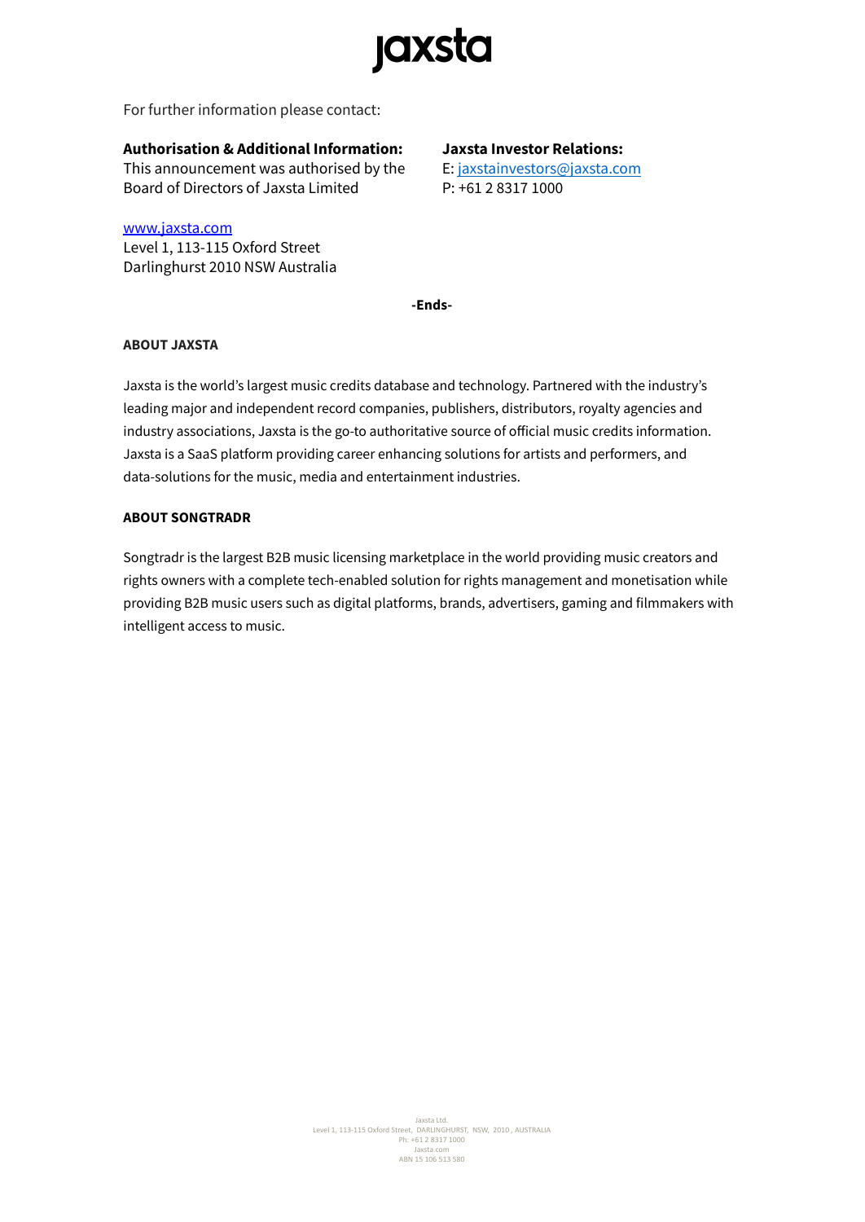For further information please contact:

**Authorisation & Additional Information:**
This announcement was authorised by the Board of Directors of Jaxsta Limited

**Jaxsta Investor Relations:**
E: jaxstainvestors@jaxsta.com
P: +61 2 8317 1000

www.jaxsta.com
Level 1, 113-115 Oxford Street
Darlinghurst 2010 NSW Australia

**-Ends-**

**ABOUT JAXSTA**

Jaxsta is the world's largest music credits database and technology. Partnered with the industry's leading major and independent record companies, publishers, distributors, royalty agencies and industry associations, Jaxsta is the go-to authoritative source of official music credits information. Jaxsta is a SaaS platform providing career enhancing solutions for artists and performers, and data-solutions for the music, media and entertainment industries.

**ABOUT SONGTRADR**

Songtradr is the largest B2B music licensing marketplace in the world providing music creators and rights owners with a complete tech-enabled solution for rights management and monetisation while providing B2B music users such as digital platforms, brands, advertisers, gaming and filmmakers with intelligent access to music.